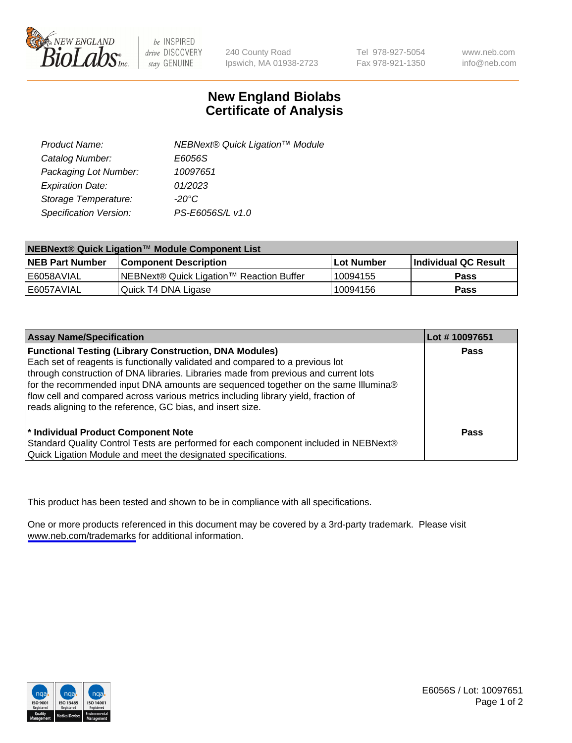# New England Biolabs Certificate of Analysis

| | |
|---|---|
| Product Name: | NEBNext® Quick Ligation™ Module |
| Catalog Number: | E6056S |
| Packaging Lot Number: | 10097651 |
| Expiration Date: | 01/2023 |
| Storage Temperature: | -20°C |
| Specification Version: | PS-E6056S/L v1.0 |

**NEBNext® Quick Ligation™ Module Component List**

| NEB Part Number | Component Description | Lot Number | Individual QC Result |
|---|---|---|---|
| E6058AVIAL | NEBNext® Quick Ligation™ Reaction Buffer | 10094155 | Pass |
| E6057AVIAL | Quick T4 DNA Ligase | 10094156 | Pass |

| Assay Name/Specification | Lot # 10097651 |
|---|---|
| **Functional Testing (Library Construction, DNA Modules)** Each set of reagents is functionally validated and compared to a previous lot through construction of DNA libraries. Libraries made from previous and current lots for the recommended input DNA amounts are sequenced together on the same Illumina® flow cell and compared across various metrics including library yield, fraction of reads aligning to the reference, GC bias, and insert size. | Pass |
| **\* Individual Product Component Note** Standard Quality Control Tests are performed for each component included in NEBNext® Quick Ligation Module and meet the designated specifications. | Pass |

This product has been tested and shown to be in compliance with all specifications.

One or more products referenced in this document may be covered by a 3rd-party trademark. Please visit www.neb.com/trademarks for additional information.

E6056S / Lot: 10097651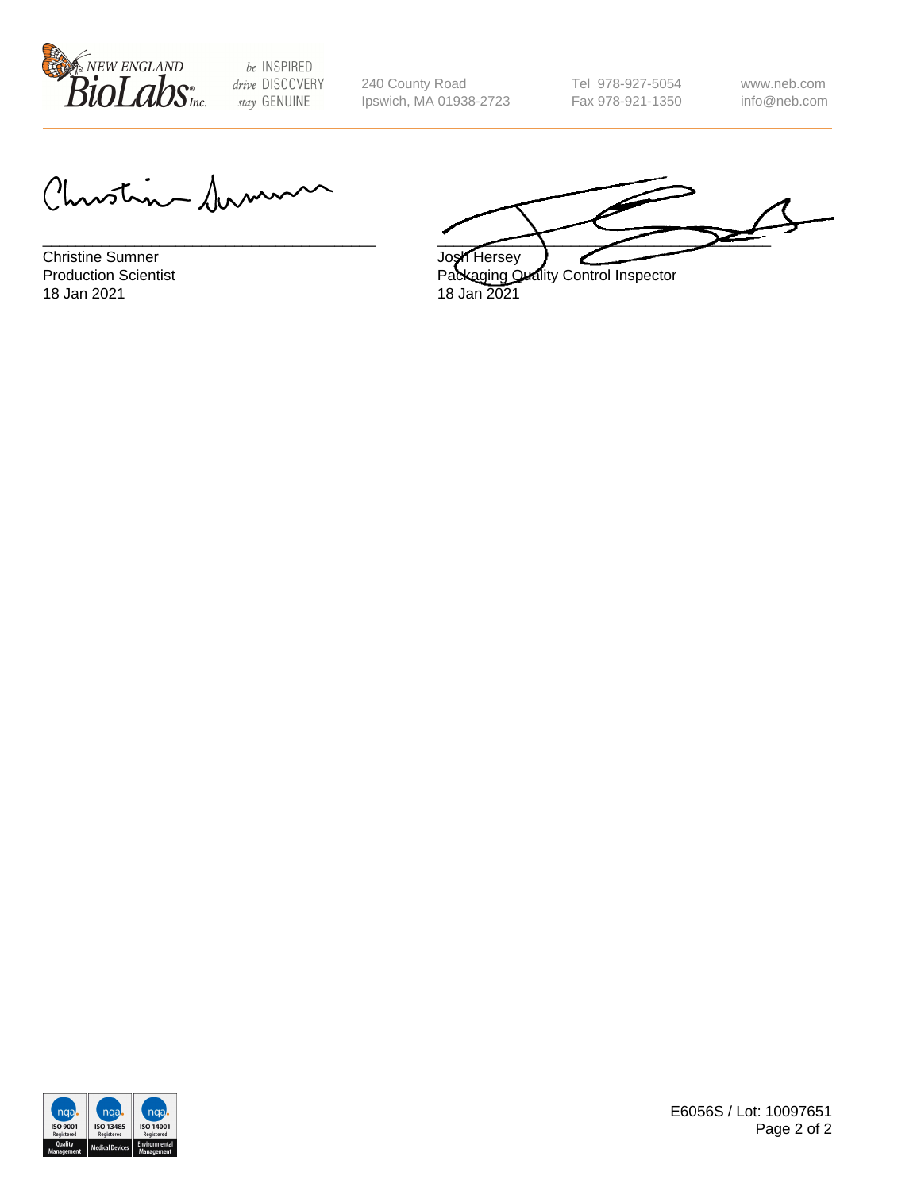Christine Sumner
Production Scientist
18 Jan 2021

Josh Hersey
Packaging Quality Control Inspector
18 Jan 2021

E6056S / Lot: 10097651